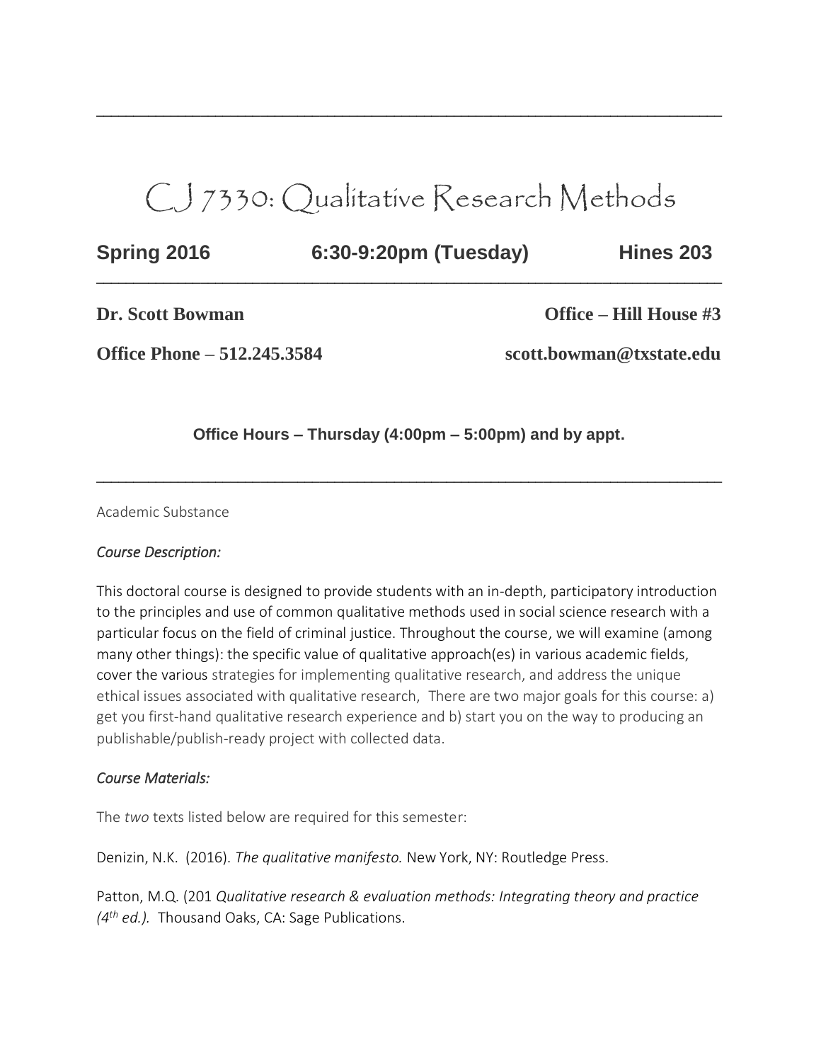# CJ 7330: Qualitative Research Methods

**Spring 2016 6:30-9:20pm (Tuesday) Hines 203**

**Dr. Scott Bowman** **Office – Hill House #3**

**Office Phone – 512.245.3584** **scott.bowman@txstate.edu**

**Office Hours – Thursday (4:00pm – 5:00pm) and by appt.**

---

Academic Substance

*Course Description:*

This doctoral course is designed to provide students with an in-depth, participatory introduction to the principles and use of common qualitative methods used in social science research with a particular focus on the field of criminal justice. Throughout the course, we will examine (among many other things): the specific value of qualitative approach(es) in various academic fields, cover the various strategies for implementing qualitative research, and address the unique ethical issues associated with qualitative research, There are two major goals for this course: a) get you first-hand qualitative research experience and b) start you on the way to producing an publishable/publish-ready project with collected data.

*Course Materials:*

The *two* texts listed below are required for this semester:

Denizin, N.K. (2016). *The qualitative manifesto.* New York, NY: Routledge Press.

Patton, M.Q. (201 *Qualitative research & evaluation methods: Integrating theory and practice (4th ed.).* Thousand Oaks, CA: Sage Publications.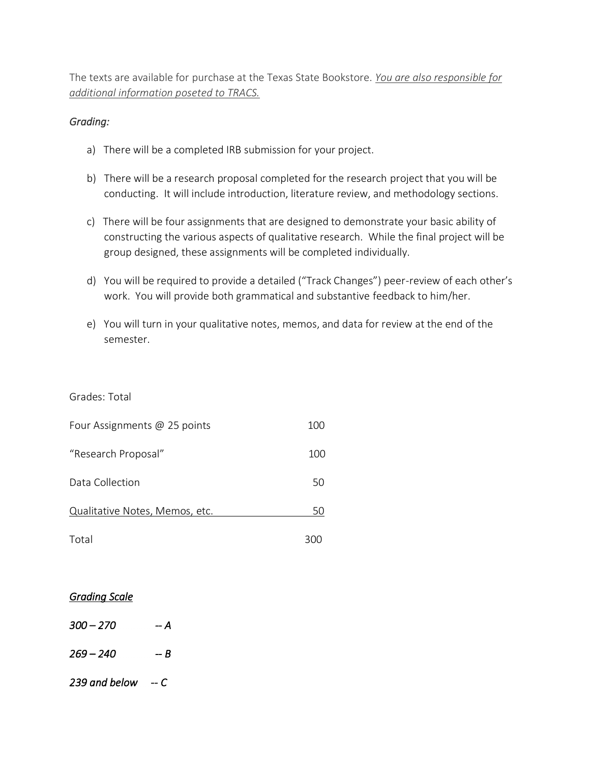The texts are available for purchase at the Texas State Bookstore. <u>*You are also responsible for additional information poseted to TRACS.*</u>

*Grading:*

a) There will be a completed IRB submission for your project.

b) There will be a research proposal completed for the research project that you will be conducting. It will include introduction, literature review, and methodology sections.

c) There will be four assignments that are designed to demonstrate your basic ability of constructing the various aspects of qualitative research. While the final project will be group designed, these assignments will be completed individually.

d) You will be required to provide a detailed ("Track Changes") peer-review of each other's work. You will provide both grammatical and substantive feedback to him/her.

e) You will turn in your qualitative notes, memos, and data for review at the end of the semester.

| Grades: Total | |
|---|---|
| Four Assignments @ 25 points | 100 |
| "Research Proposal" | 100 |
| Data Collection | 50 |
| Qualitative Notes, Memos, etc. | 50 |
| Total | 300 |

<u>***Grading Scale***</u>

***300 – 270 -- A***

***269 – 240 -- B***

***239 and below -- C***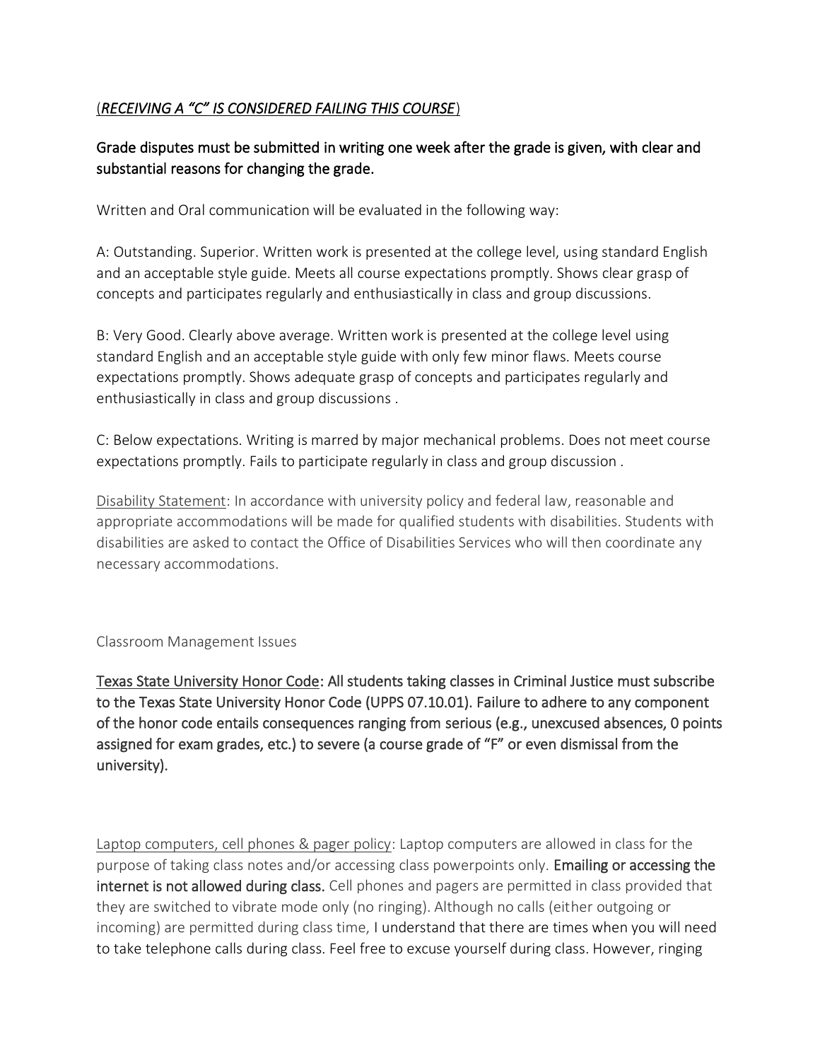(*RECEIVING A "C" IS CONSIDERED FAILING THIS COURSE*)

**Grade disputes must be submitted in writing one week after the grade is given, with clear and substantial reasons for changing the grade.**

Written and Oral communication will be evaluated in the following way:

A: Outstanding. Superior. Written work is presented at the college level, using standard English and an acceptable style guide. Meets all course expectations promptly. Shows clear grasp of concepts and participates regularly and enthusiastically in class and group discussions.

B: Very Good. Clearly above average. Written work is presented at the college level using standard English and an acceptable style guide with only few minor flaws. Meets course expectations promptly. Shows adequate grasp of concepts and participates regularly and enthusiastically in class and group discussions .

C: Below expectations. Writing is marred by major mechanical problems. Does not meet course expectations promptly. Fails to participate regularly in class and group discussion .

Disability Statement: In accordance with university policy and federal law, reasonable and appropriate accommodations will be made for qualified students with disabilities. Students with disabilities are asked to contact the Office of Disabilities Services who will then coordinate any necessary accommodations.

Classroom Management Issues

**Texas State University Honor Code: All students taking classes in Criminal Justice must subscribe to the Texas State University Honor Code (UPPS 07.10.01). Failure to adhere to any component of the honor code entails consequences ranging from serious (e.g., unexcused absences, 0 points assigned for exam grades, etc.) to severe (a course grade of "F" or even dismissal from the university).**

Laptop computers, cell phones & pager policy: Laptop computers are allowed in class for the purpose of taking class notes and/or accessing class powerpoints only. **Emailing or accessing the internet is not allowed during class.** Cell phones and pagers are permitted in class provided that they are switched to vibrate mode only (no ringing). Although no calls (either outgoing or incoming) are permitted during class time, I understand that there are times when you will need to take telephone calls during class. Feel free to excuse yourself during class. However, ringing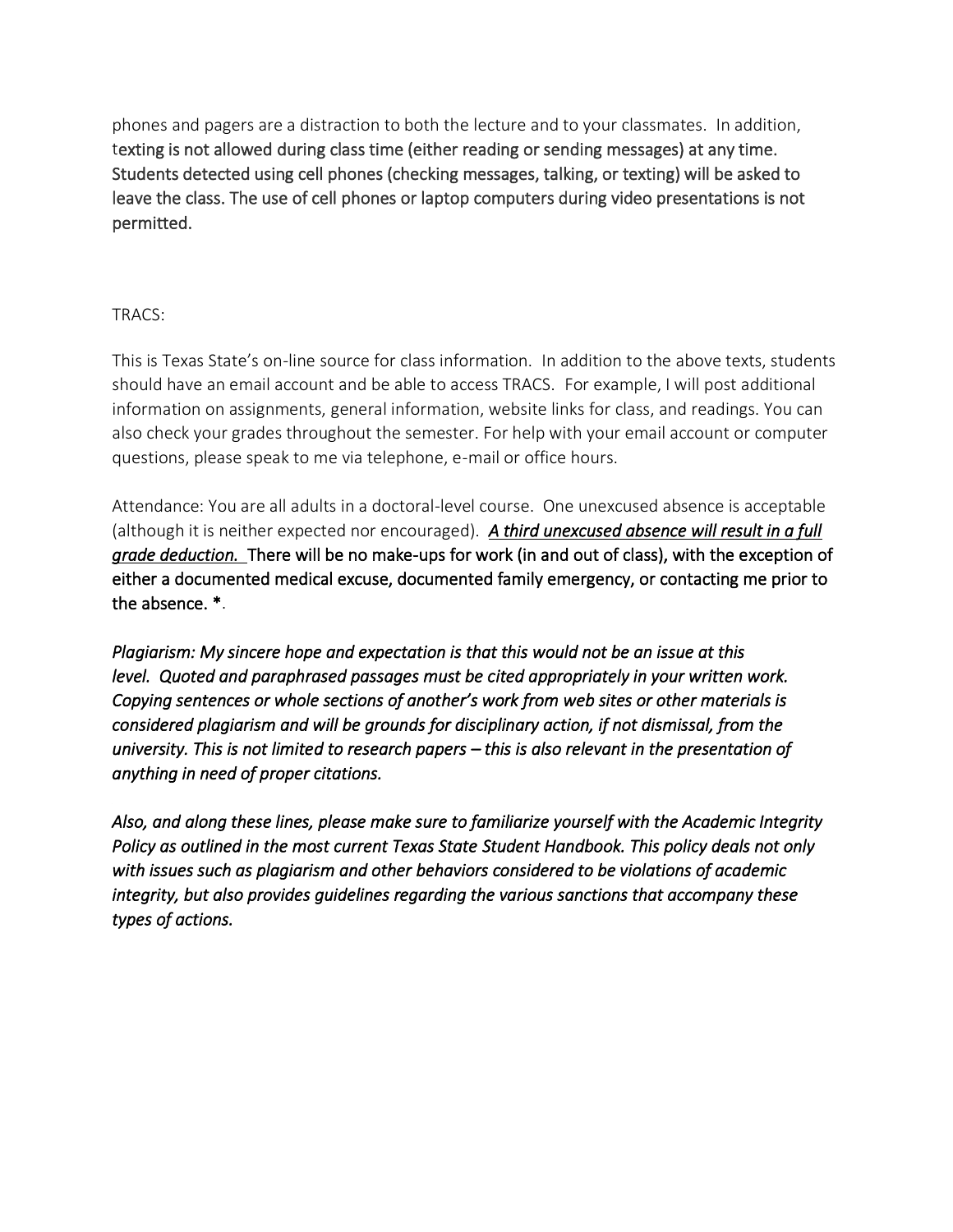phones and pagers are a distraction to both the lecture and to your classmates. In addition, texting is not allowed during class time (either reading or sending messages) at any time. Students detected using cell phones (checking messages, talking, or texting) will be asked to leave the class. The use of cell phones or laptop computers during video presentations is not permitted.

TRACS:

This is Texas State's on-line source for class information. In addition to the above texts, students should have an email account and be able to access TRACS. For example, I will post additional information on assignments, general information, website links for class, and readings. You can also check your grades throughout the semester. For help with your email account or computer questions, please speak to me via telephone, e-mail or office hours.

Attendance: You are all adults in a doctoral-level course. One unexcused absence is acceptable (although it is neither expected nor encouraged). ***A third unexcused absence will result in a full grade deduction.*** There will be no make-ups for work (in and out of class), with the exception of either a documented medical excuse, documented family emergency, or contacting me prior to the absence. *.

*Plagiarism: My sincere hope and expectation is that this would not be an issue at this level. Quoted and paraphrased passages must be cited appropriately in your written work. Copying sentences or whole sections of another's work from web sites or other materials is considered plagiarism and will be grounds for disciplinary action, if not dismissal, from the university. This is not limited to research papers – this is also relevant in the presentation of anything in need of proper citations.*

*Also, and along these lines, please make sure to familiarize yourself with the Academic Integrity Policy as outlined in the most current Texas State Student Handbook. This policy deals not only with issues such as plagiarism and other behaviors considered to be violations of academic integrity, but also provides guidelines regarding the various sanctions that accompany these types of actions.*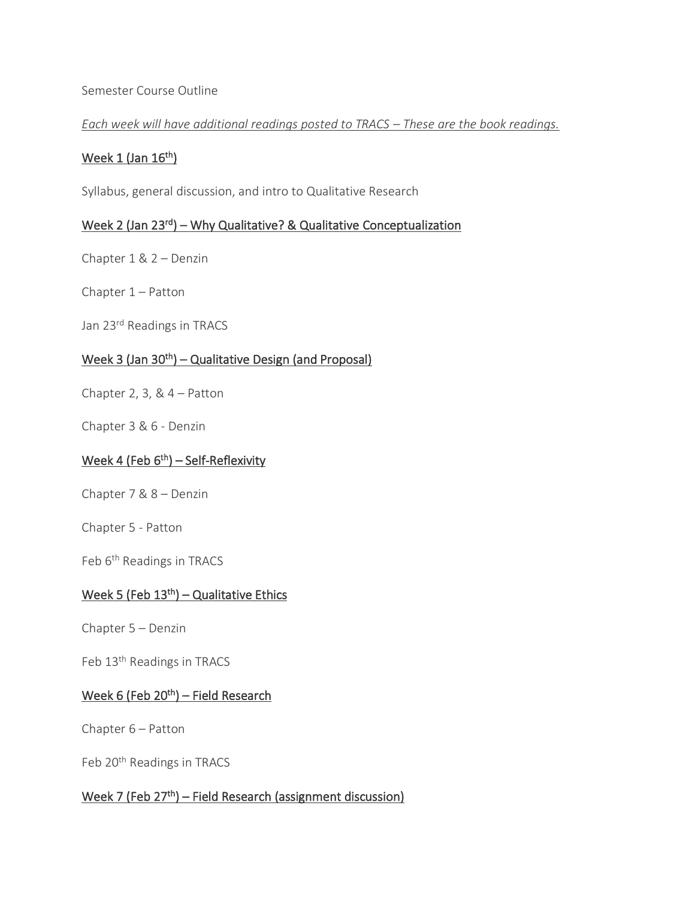Semester Course Outline

*Each week will have additional readings posted to TRACS – These are the book readings.*

## Week 1 (Jan 16th)

Syllabus, general discussion, and intro to Qualitative Research

## Week 2 (Jan 23rd) – Why Qualitative? & Qualitative Conceptualization

Chapter 1 & 2 – Denzin

Chapter 1 – Patton

Jan 23rd Readings in TRACS

## Week 3 (Jan 30th) – Qualitative Design (and Proposal)

Chapter 2, 3, & 4 – Patton

Chapter 3 & 6 - Denzin

## Week 4 (Feb 6th) – Self-Reflexivity

Chapter 7 & 8 – Denzin

Chapter 5 - Patton

Feb 6th Readings in TRACS

## Week 5 (Feb 13th) – Qualitative Ethics

Chapter 5 – Denzin

Feb 13th Readings in TRACS

## Week 6 (Feb 20th) – Field Research

Chapter 6 – Patton

Feb 20th Readings in TRACS

## Week 7 (Feb 27th) – Field Research (assignment discussion)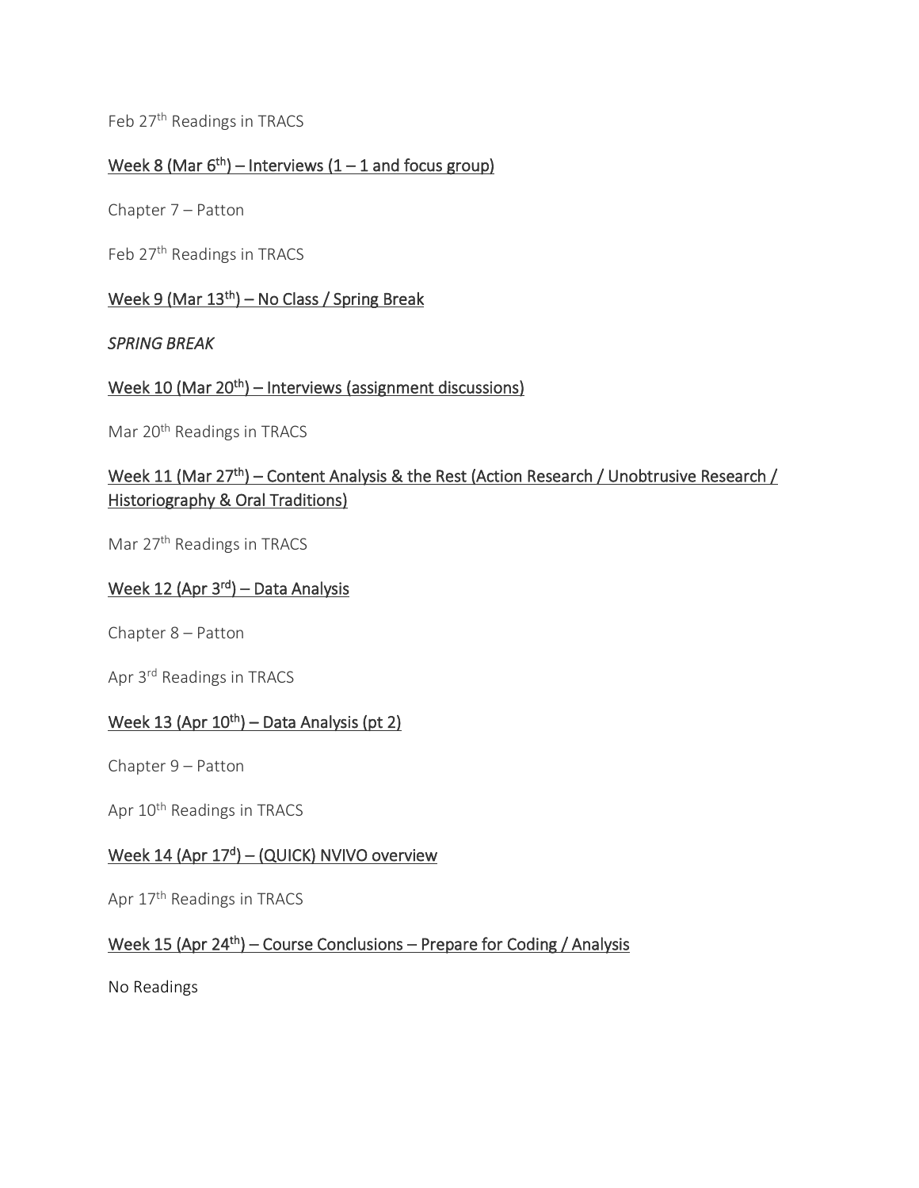Feb 27th Readings in TRACS

<u>Week 8 (Mar 6th) – Interviews (1 – 1 and focus group)</u>

Chapter 7 – Patton

Feb 27th Readings in TRACS

<u>Week 9 (Mar 13th) – No Class / Spring Break</u>

*SPRING BREAK*

<u>Week 10 (Mar 20th) – Interviews (assignment discussions)</u>

Mar 20th Readings in TRACS

<u>Week 11 (Mar 27th) – Content Analysis & the Rest (Action Research / Unobtrusive Research / Historiography & Oral Traditions)</u>

Mar 27th Readings in TRACS

<u>Week 12 (Apr 3rd) – Data Analysis</u>

Chapter 8 – Patton

Apr 3rd Readings in TRACS

<u>Week 13 (Apr 10th) – Data Analysis (pt 2)</u>

Chapter 9 – Patton

Apr 10th Readings in TRACS

<u>Week 14 (Apr 17d) – (QUICK) NVIVO overview</u>

Apr 17th Readings in TRACS

<u>Week 15 (Apr 24th) – Course Conclusions – Prepare for Coding / Analysis</u>

No Readings